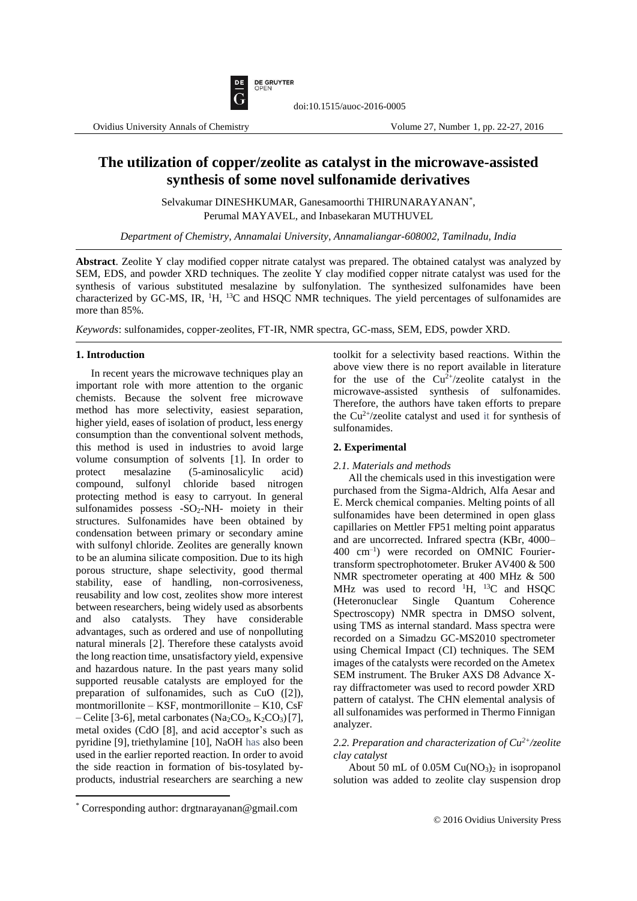doi:10.1515/auoc-2016-0005

# The utilization of copper/zeolite as catalyst in the microwave-assisted synthesis of some novel sulfonamide derivatives

Selvakumar DINESHKUMAR, Ganesamoorthi THIRUNARAYANAN*, Perumal MAYAVEL, and Inbasekaran MUTHUVEL

*Department of Chemistry, Annamalai University, Annamaliangar-608002, Tamilnadu, India*

**Abstract**. Zeolite Y clay modified copper nitrate catalyst was prepared. The obtained catalyst was analyzed by SEM, EDS, and powder XRD techniques. The zeolite Y clay modified copper nitrate catalyst was used for the synthesis of various substituted mesalazine by sulfonylation. The synthesized sulfonamides have been characterized by GC-MS, IR, $^{1}H$, $^{13}C$ and HSQC NMR techniques. The yield percentages of sulfonamides are more than 85%.

*Keywords*: sulfonamides, copper-zeolites, FT-IR, NMR spectra, GC-mass, SEM, EDS, powder XRD.

## 1. Introduction

In recent years the microwave techniques play an important role with more attention to the organic chemists. Because the solvent free microwave method has more selectivity, easiest separation, higher yield, eases of isolation of product, less energy consumption than the conventional solvent methods, this method is used in industries to avoid large volume consumption of solvents [1]. In order to protect mesalazine (5-aminosalicylic acid) compound, sulfonyl chloride based nitrogen protecting method is easy to carryout. In general sulfonamides possess -$SO_2$-NH- moiety in their structures. Sulfonamides have been obtained by condensation between primary or secondary amine with sulfonyl chloride. Zeolites are generally known to be an alumina silicate composition. Due to its high porous structure, shape selectivity, good thermal stability, ease of handling, non-corrosiveness, reusability and low cost, zeolites show more interest between researchers, being widely used as absorbents and also catalysts. They have considerable advantages, such as ordered and use of nonpolluting natural minerals [2]. Therefore these catalysts avoid the long reaction time, unsatisfactory yield, expensive and hazardous nature. In the past years many solid supported reusable catalysts are employed for the preparation of sulfonamides, such as CuO ([2]), montmorillonite – KSF, montmorillonite – K10, CsF – Celite [3-6], metal carbonates ($Na_2CO_3$, $K_2CO_3$) [7], metal oxides (CdO [8], and acid acceptor's such as pyridine [9], triethylamine [10], NaOH has also been used in the earlier reported reaction. In order to avoid the side reaction in formation of bis-tosylated by-products, industrial researchers are searching a new toolkit for a selectivity based reactions. Within the above view there is no report available in literature for the use of the $Cu^{2+}$/zeolite catalyst in the microwave-assisted synthesis of sulfonamides. Therefore, the authors have taken efforts to prepare the $Cu^{2+}$/zeolite catalyst and used it for synthesis of sulfonamides.

## 2. Experimental

### *2.1. Materials and methods*

All the chemicals used in this investigation were purchased from the Sigma-Aldrich, Alfa Aesar and E. Merck chemical companies. Melting points of all sulfonamides have been determined in open glass capillaries on Mettler FP51 melting point apparatus and are uncorrected. Infrared spectra (KBr, 4000–400 $cm^{-1}$) were recorded on OMNIC Fourier-transform spectrophotometer. Bruker AV400 & 500 NMR spectrometer operating at 400 MHz & 500 MHz was used to record $^{1}H$, $^{13}C$ and HSQC (Heteronuclear Single Quantum Coherence Spectroscopy) NMR spectra in DMSO solvent, using TMS as internal standard. Mass spectra were recorded on a Simadzu GC-MS2010 spectrometer using Chemical Impact (CI) techniques. The SEM images of the catalysts were recorded on the Ametex SEM instrument. The Bruker AXS D8 Advance X-ray diffractometer was used to record powder XRD pattern of catalyst. The CHN elemental analysis of all sulfonamides was performed in Thermo Finnigan analyzer.

### *2.2. Preparation and characterization of $Cu^{2+}$/zeolite clay catalyst*

About 50 mL of 0.05M $Cu(NO_3)_2$ in isopropanol solution was added to zeolite clay suspension drop

* Corresponding author: drgtnarayanan@gmail.com

© 2016 Ovidius University Press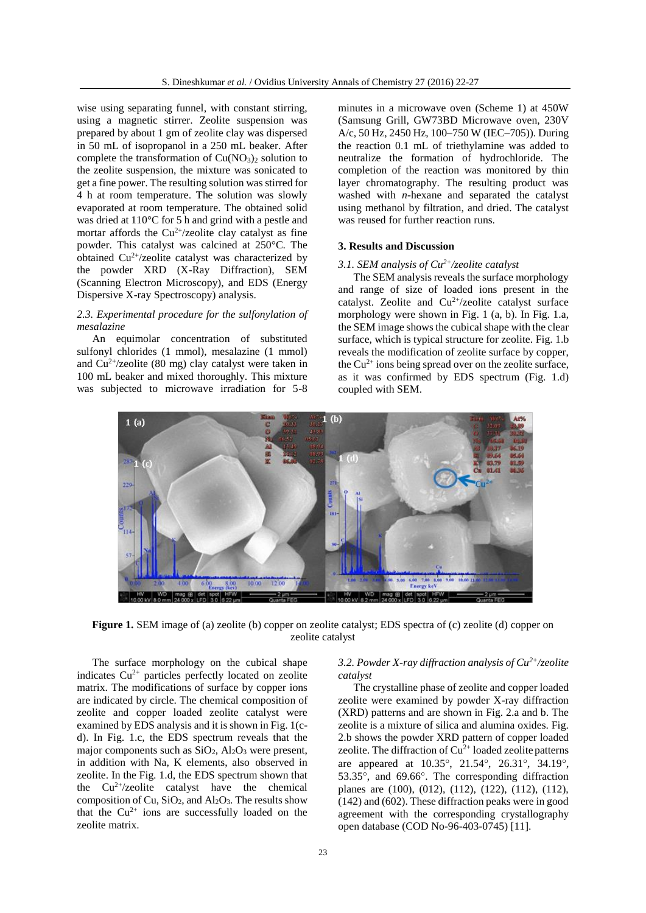wise using separating funnel, with constant stirring, using a magnetic stirrer. Zeolite suspension was prepared by about 1 gm of zeolite clay was dispersed in 50 mL of isopropanol in a 250 mL beaker. After complete the transformation of $Cu(NO_3)_2$ solution to the zeolite suspension, the mixture was sonicated to get a fine power. The resulting solution was stirred for 4 h at room temperature. The solution was slowly evaporated at room temperature. The obtained solid was dried at 110°C for 5 h and grind with a pestle and mortar affords the $Cu^{2+}$/zeolite clay catalyst as fine powder. This catalyst was calcined at 250°C. The obtained $Cu^{2+}$/zeolite catalyst was characterized by the powder XRD (X-Ray Diffraction), SEM (Scanning Electron Microscopy), and EDS (Energy Dispersive X-ray Spectroscopy) analysis.

### *2.3. Experimental procedure for the sulfonylation of mesalazine*

An equimolar concentration of substituted sulfonyl chlorides (1 mmol), mesalazine (1 mmol) and $Cu^{2+}$/zeolite (80 mg) clay catalyst were taken in 100 mL beaker and mixed thoroughly. This mixture was subjected to microwave irradiation for 5-8 minutes in a microwave oven (Scheme 1) at 450W (Samsung Grill, GW73BD Microwave oven, 230V A/c, 50 Hz, 2450 Hz, 100–750 W (IEC–705)). During the reaction 0.1 mL of triethylamine was added to neutralize the formation of hydrochloride. The completion of the reaction was monitored by thin layer chromatography. The resulting product was washed with *n*-hexane and separated the catalyst using methanol by filtration, and dried. The catalyst was reused for further reaction runs.

## 3. Results and Discussion

### *3.1. SEM analysis of $Cu^{2+}$/zeolite catalyst*

The SEM analysis reveals the surface morphology and range of size of loaded ions present in the catalyst. Zeolite and $Cu^{2+}$/zeolite catalyst surface morphology were shown in Fig. 1 (a, b). In Fig. 1.a, the SEM image shows the cubical shape with the clear surface, which is typical structure for zeolite. Fig. 1.b reveals the modification of zeolite surface by copper, the $Cu^{2+}$ ions being spread over on the zeolite surface, as it was confirmed by EDS spectrum (Fig. 1.d) coupled with SEM.

**Figure 1.** SEM image of (a) zeolite (b) copper on zeolite catalyst; EDS spectra of (c) zeolite (d) copper on zeolite catalyst

The surface morphology on the cubical shape indicates $Cu^{2+}$ particles perfectly located on zeolite matrix. The modifications of surface by copper ions are indicated by circle. The chemical composition of zeolite and copper loaded zeolite catalyst were examined by EDS analysis and it is shown in Fig. 1(c-d). In Fig. 1.c, the EDS spectrum reveals that the major components such as $SiO_2$, $Al_2O_3$ were present, in addition with Na, K elements, also observed in zeolite. In the Fig. 1.d, the EDS spectrum shown that the $Cu^{2+}$/zeolite catalyst have the chemical composition of Cu, $SiO_2$, and $Al_2O_3$. The results show that the $Cu^{2+}$ ions are successfully loaded on the zeolite matrix.

### *3.2. Powder X-ray diffraction analysis of $Cu^{2+}$/zeolite catalyst*

The crystalline phase of zeolite and copper loaded zeolite were examined by powder X-ray diffraction (XRD) patterns and are shown in Fig. 2.a and b. The zeolite is a mixture of silica and alumina oxides. Fig. 2.b shows the powder XRD pattern of copper loaded zeolite. The diffraction of $Cu^{2+}$ loaded zeolite patterns are appeared at 10.35°, 21.54°, 26.31°, 34.19°, 53.35°, and 69.66°. The corresponding diffraction planes are (100), (012), (112), (122), (112), (142) and (602). These diffraction peaks were in good agreement with the corresponding crystallography open database (COD No-96-403-0745) [11].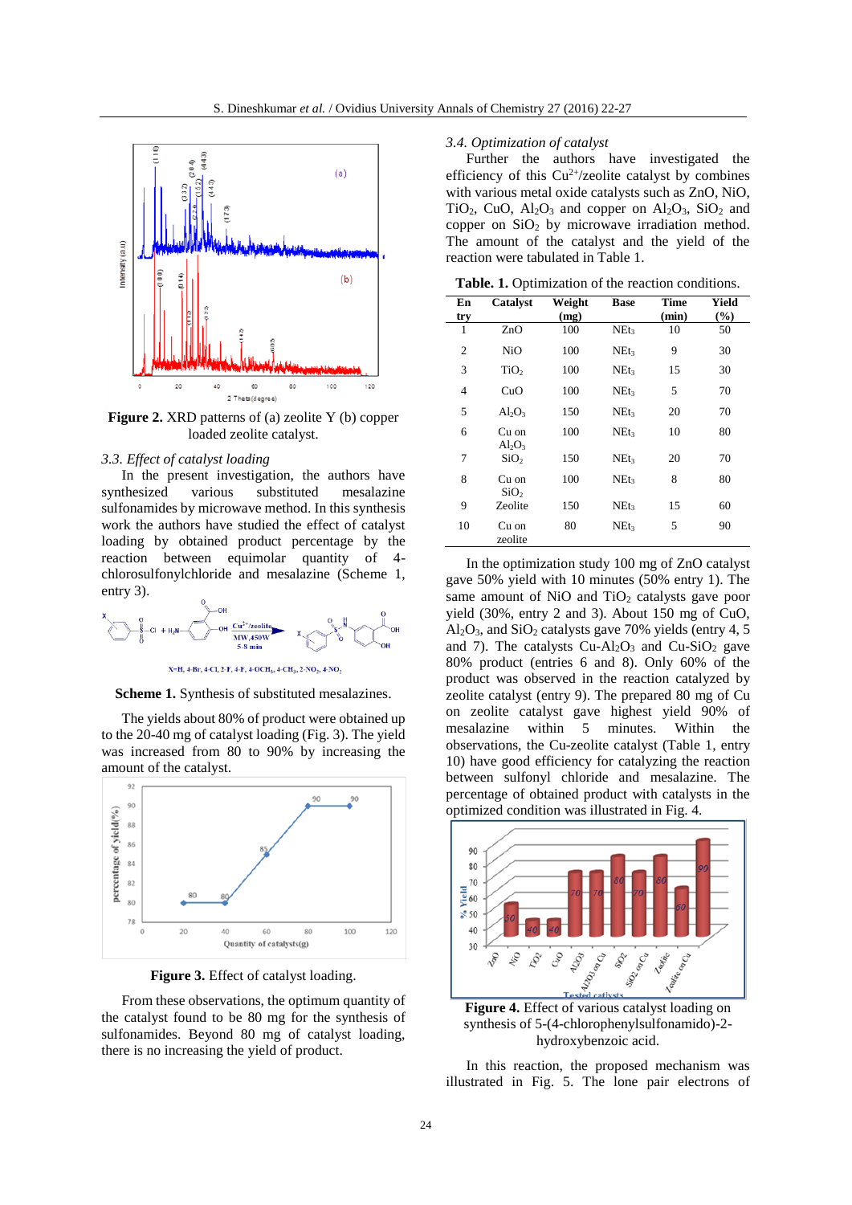Figure 2. XRD patterns of (a) zeolite Y (b) copper loaded zeolite catalyst.

### 3.3. Effect of catalyst loading

In the present investigation, the authors have synthesized various substituted mesalazine sulfonamides by microwave method. In this synthesis work the authors have studied the effect of catalyst loading by obtained product percentage by the reaction between equimolar quantity of 4-chlorosulfonylchloride and mesalazine (Scheme 1, entry 3).

X=H, 4-Br, 4-Cl, 2-F, 4-F, 4-OCH$_3$, 4-CH$_3$, 2-NO$_2$, 4-NO$_2$

**Scheme 1.** Synthesis of substituted mesalazines.

The yields about 80% of product were obtained up to the 20-40 mg of catalyst loading (Fig. 3). The yield was increased from 80 to 90% by increasing the amount of the catalyst.

**Figure 3.** Effect of catalyst loading.

From these observations, the optimum quantity of the catalyst found to be 80 mg for the synthesis of sulfonamides. Beyond 80 mg of catalyst loading, there is no increasing the yield of product.

### 3.4. Optimization of catalyst

Further the authors have investigated the efficiency of this $Cu^{2+}$/zeolite catalyst by combines with various metal oxide catalysts such as ZnO, NiO, $TiO_2$, CuO, $Al_2O_3$ and copper on $Al_2O_3$, $SiO_2$ and copper on $SiO_2$ by microwave irradiation method. The amount of the catalyst and the yield of the reaction were tabulated in Table 1.

**Table. 1.** Optimization of the reaction conditions.

| Entry | Catalyst | Weight (mg) | Base | Time (min) | Yield (%) |
|---|---|---|---|---|---|
| 1 | ZnO | 100 | $NEt_3$ | 10 | 50 |
| 2 | NiO | 100 | $NEt_3$ | 9 | 30 |
| 3 | $TiO_2$ | 100 | $NEt_3$ | 15 | 30 |
| 4 | CuO | 100 | $NEt_3$ | 5 | 70 |
| 5 | $Al_2O_3$ | 150 | $NEt_3$ | 20 | 70 |
| 6 | Cu on $Al_2O_3$ | 100 | $NEt_3$ | 10 | 80 |
| 7 | $SiO_2$ | 150 | $NEt_3$ | 20 | 70 |
| 8 | Cu on $SiO_2$ | 100 | $NEt_3$ | 8 | 80 |
| 9 | Zeolite | 150 | $NEt_3$ | 15 | 60 |
| 10 | Cu on zeolite | 80 | $NEt_3$ | 5 | 90 |

In the optimization study 100 mg of ZnO catalyst gave 50% yield with 10 minutes (50% entry 1). The same amount of NiO and $TiO_2$ catalysts gave poor yield (30%, entry 2 and 3). About 150 mg of CuO, $Al_2O_3$, and $SiO_2$ catalysts gave 70% yields (entry 4, 5 and 7). The catalysts Cu-$Al_2O_3$ and Cu-$SiO_2$ gave 80% product (entries 6 and 8). Only 60% of the product was observed in the reaction catalyzed by zeolite catalyst (entry 9). The prepared 80 mg of Cu on zeolite catalyst gave highest yield 90% of mesalazine within 5 minutes. Within the observations, the Cu-zeolite catalyst (Table 1, entry 10) have good efficiency for catalyzing the reaction between sulfonyl chloride and mesalazine. The percentage of obtained product with catalysts in the optimized condition was illustrated in Fig. 4.

**Figure 4.** Effect of various catalyst loading on synthesis of 5-(4-chlorophenylsulfonamido)-2-hydroxybenzoic acid.

In this reaction, the proposed mechanism was illustrated in Fig. 5. The lone pair electrons of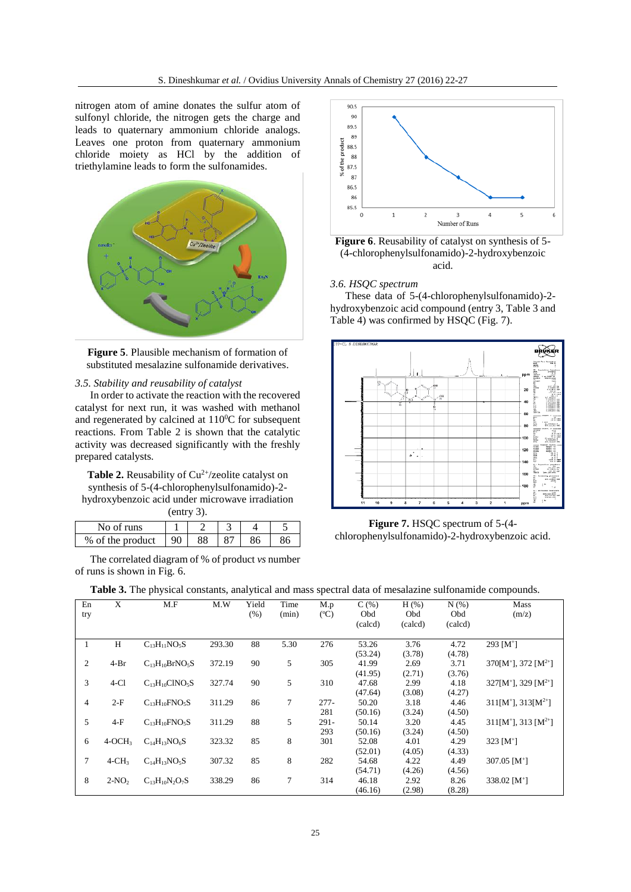nitrogen atom of amine donates the sulfur atom of sulfonyl chloride, the nitrogen gets the charge and leads to quaternary ammonium chloride analogs. Leaves one proton from quaternary ammonium chloride moiety as HCl by the addition of triethylamine leads to form the sulfonamides.

**Figure 5**. Plausible mechanism of formation of substituted mesalazine sulfonamide derivatives.

### *3.5. Stability and reusability of catalyst*

In order to activate the reaction with the recovered catalyst for next run, it was washed with methanol and regenerated by calcined at 110$^0$C for subsequent reactions. From Table 2 is shown that the catalytic activity was decreased significantly with the freshly prepared catalysts.

**Table 2.** Reusability of $Cu^{2+}$/zeolite catalyst on synthesis of 5-(4-chlorophenylsulfonamido)-2-hydroxybenzoic acid under microwave irradiation (entry 3).

| No of runs | 1 | 2 | 3 | 4 | 5 |
|---|---|---|---|---|---|
| % of the product | 90 | 88 | 87 | 86 | 86 |

The correlated diagram of % of product *vs* number of runs is shown in Fig. 6.

**Figure 6**. Reusability of catalyst on synthesis of 5-(4-chlorophenylsulfonamido)-2-hydroxybenzoic acid.

### *3.6. HSQC spectrum*

These data of 5-(4-chlorophenylsulfonamido)-2-hydroxybenzoic acid compound (entry 3, Table 3 and Table 4) was confirmed by HSQC (Fig. 7).

**Figure 7.** HSQC spectrum of 5-(4-chlorophenylsulfonamido)-2-hydroxybenzoic acid.

**Table 3.** The physical constants, analytical and mass spectral data of mesalazine sulfonamide compounds.

| Entry | X | M.F | M.W | Yield (%) | Time (min) | M.p (°C) | C (%) Obd (calcd) | H (%) Obd (calcd) | N (%) Obd (calcd) | Mass (m/z) |
|---|---|---|---|---|---|---|---|---|---|---|
| 1 | H | $C_{13}H_{11}NO_5S$ | 293.30 | 88 | 5.30 | 276 | 53.26 (53.24) | 3.76 (3.78) | 4.72 (4.78) | 293 [M$^+$] |
| 2 | 4-Br | $C_{13}H_{10}BrNO_5S$ | 372.19 | 90 | 5 | 305 | 41.99 (41.95) | 2.69 (2.71) | 3.71 (3.76) | 370[M$^+$], 372 [M$^{2+}$] |
| 3 | 4-Cl | $C_{13}H_{10}ClNO_5S$ | 327.74 | 90 | 5 | 310 | 47.68 (47.64) | 2.99 (3.08) | 4.18 (4.27) | 327[M$^+$], 329 [M$^{2+}$] |
| 4 | 2-F | $C_{13}H_{10}FNO_5S$ | 311.29 | 86 | 7 | 277-281 | 50.20 (50.16) | 3.18 (3.24) | 4.46 (4.50) | 311[M$^+$], 313[M$^{2+}$] |
| 5 | 4-F | $C_{13}H_{10}FNO_5S$ | 311.29 | 88 | 5 | 291-293 | 50.14 (50.16) | 3.20 (3.24) | 4.45 (4.50) | 311[M$^+$], 313 [M$^{2+}$] |
| 6 | 4-$OCH_3$ | $C_{14}H_{13}NO_6S$ | 323.32 | 85 | 8 | 301 | 52.08 (52.01) | 4.01 (4.05) | 4.29 (4.33) | 323 [M$^+$] |
| 7 | 4-$CH_3$ | $C_{14}H_{13}NO_5S$ | 307.32 | 85 | 8 | 282 | 54.68 (54.71) | 4.22 (4.26) | 4.49 (4.56) | 307.05 [M$^+$] |
| 8 | 2-$NO_2$ | $C_{13}H_{10}N_2O_7S$ | 338.29 | 86 | 7 | 314 | 46.18 (46.16) | 2.92 (2.98) | 8.26 (8.28) | 338.02 [M$^+$] |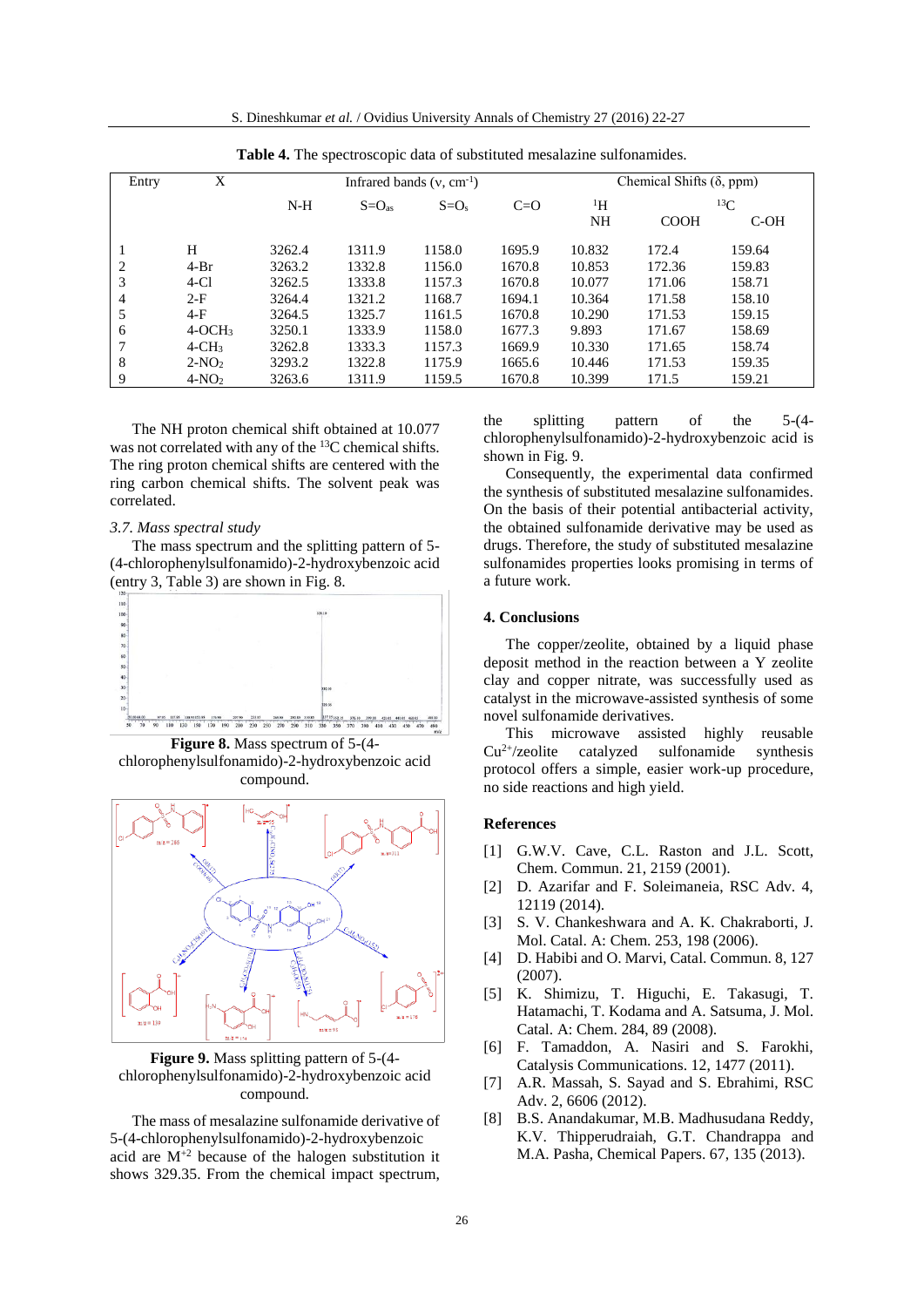**Table 4.** The spectroscopic data of substituted mesalazine sulfonamides.

| Entry | X | Infrared bands (ν, cm$^{-1}$) | | | | Chemical Shifts (δ, ppm) | | |
|---|---|---|---|---|---|---|---|---|
| | | N-H | $S=O_{as}$ | $S=O_s$ | C=O | $^1$H NH | $^{13}$C COOH | C-OH |
| 1 | H | 3262.4 | 1311.9 | 1158.0 | 1695.9 | 10.832 | 172.4 | 159.64 |
| 2 | 4-Br | 3263.2 | 1332.8 | 1156.0 | 1670.8 | 10.853 | 172.36 | 159.83 |
| 3 | 4-Cl | 3262.5 | 1333.8 | 1157.3 | 1670.8 | 10.077 | 171.06 | 158.71 |
| 4 | 2-F | 3264.4 | 1321.2 | 1168.7 | 1694.1 | 10.364 | 171.58 | 158.10 |
| 5 | 4-F | 3264.5 | 1325.7 | 1161.5 | 1670.8 | 10.290 | 171.53 | 159.15 |
| 6 | 4-$OCH_3$ | 3250.1 | 1333.9 | 1158.0 | 1677.3 | 9.893 | 171.67 | 158.69 |
| 7 | 4-$CH_3$ | 3262.8 | 1333.3 | 1157.3 | 1669.9 | 10.330 | 171.65 | 158.74 |
| 8 | 2-$NO_2$ | 3293.2 | 1322.8 | 1175.9 | 1665.6 | 10.446 | 171.53 | 159.35 |
| 9 | 4-$NO_2$ | 3263.6 | 1311.9 | 1159.5 | 1670.8 | 10.399 | 171.5 | 159.21 |

The NH proton chemical shift obtained at 10.077 was not correlated with any of the $^{13}$C chemical shifts. The ring proton chemical shifts are centered with the ring carbon chemical shifts. The solvent peak was correlated.

### 3.7. Mass spectral study

The mass spectrum and the splitting pattern of 5-(4-chlorophenylsulfonamido)-2-hydroxybenzoic acid (entry 3, Table 3) are shown in Fig. 8.

**Figure 8.** Mass spectrum of 5-(4-chlorophenylsulfonamido)-2-hydroxybenzoic acid compound.

**Figure 9.** Mass splitting pattern of 5-(4-chlorophenylsulfonamido)-2-hydroxybenzoic acid compound.

The mass of mesalazine sulfonamide derivative of 5-(4-chlorophenylsulfonamido)-2-hydroxybenzoic acid are $M^{+2}$ because of the halogen substitution it shows 329.35. From the chemical impact spectrum, the splitting pattern of the 5-(4-chlorophenylsulfonamido)-2-hydroxybenzoic acid is shown in Fig. 9.

Consequently, the experimental data confirmed the synthesis of substituted mesalazine sulfonamides. On the basis of their potential antibacterial activity, the obtained sulfonamide derivative may be used as drugs. Therefore, the study of substituted mesalazine sulfonamides properties looks promising in terms of a future work.

## 4. Conclusions

The copper/zeolite, obtained by a liquid phase deposit method in the reaction between a Y zeolite clay and copper nitrate, was successfully used as catalyst in the microwave-assisted synthesis of some novel sulfonamide derivatives.

This microwave assisted highly reusable $Cu^{2+}$/zeolite catalyzed sulfonamide synthesis protocol offers a simple, easier work-up procedure, no side reactions and high yield.

## References

[1] G.W.V. Cave, C.L. Raston and J.L. Scott, Chem. Commun. 21, 2159 (2001).

[2] D. Azarifar and F. Soleimaneia, RSC Adv. 4, 12119 (2014).

[3] S. V. Chankeshwara and A. K. Chakraborti, J. Mol. Catal. A: Chem. 253, 198 (2006).

[4] D. Habibi and O. Marvi, Catal. Commun. 8, 127 (2007).

[5] K. Shimizu, T. Higuchi, E. Takasugi, T. Hatamachi, T. Kodama and A. Satsuma, J. Mol. Catal. A: Chem. 284, 89 (2008).

[6] F. Tamaddon, A. Nasiri and S. Farokhi, Catalysis Communications. 12, 1477 (2011).

[7] A.R. Massah, S. Sayad and S. Ebrahimi, RSC Adv. 2, 6606 (2012).

[8] B.S. Anandakumar, M.B. Madhusudana Reddy, K.V. Thipperudraiah, G.T. Chandrappa and M.A. Pasha, Chemical Papers. 67, 135 (2013).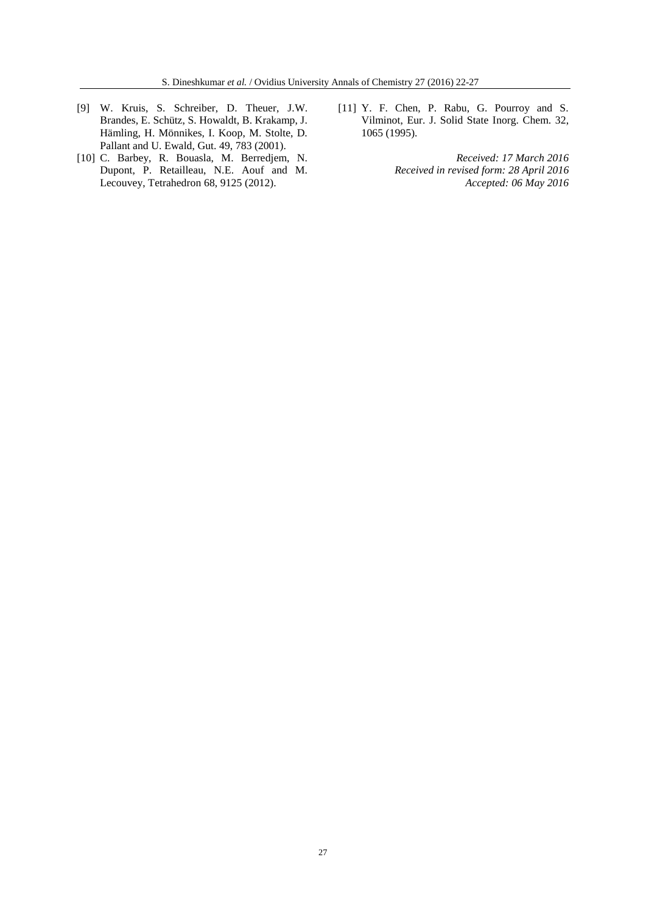[9] W. Kruis, S. Schreiber, D. Theuer, J.W. Brandes, E. Schütz, S. Howaldt, B. Krakamp, J. Hämling, H. Mönnikes, I. Koop, M. Stolte, D. Pallant and U. Ewald, Gut. 49, 783 (2001).

[10] C. Barbey, R. Bouasla, M. Berredjem, N. Dupont, P. Retailleau, N.E. Aouf and M. Lecouvey, Tetrahedron 68, 9125 (2012).

[11] Y. F. Chen, P. Rabu, G. Pourroy and S. Vilminot, Eur. J. Solid State Inorg. Chem. 32, 1065 (1995).

*Received: 17 March 2016*
*Received in revised form: 28 April 2016*
*Accepted: 06 May 2016*